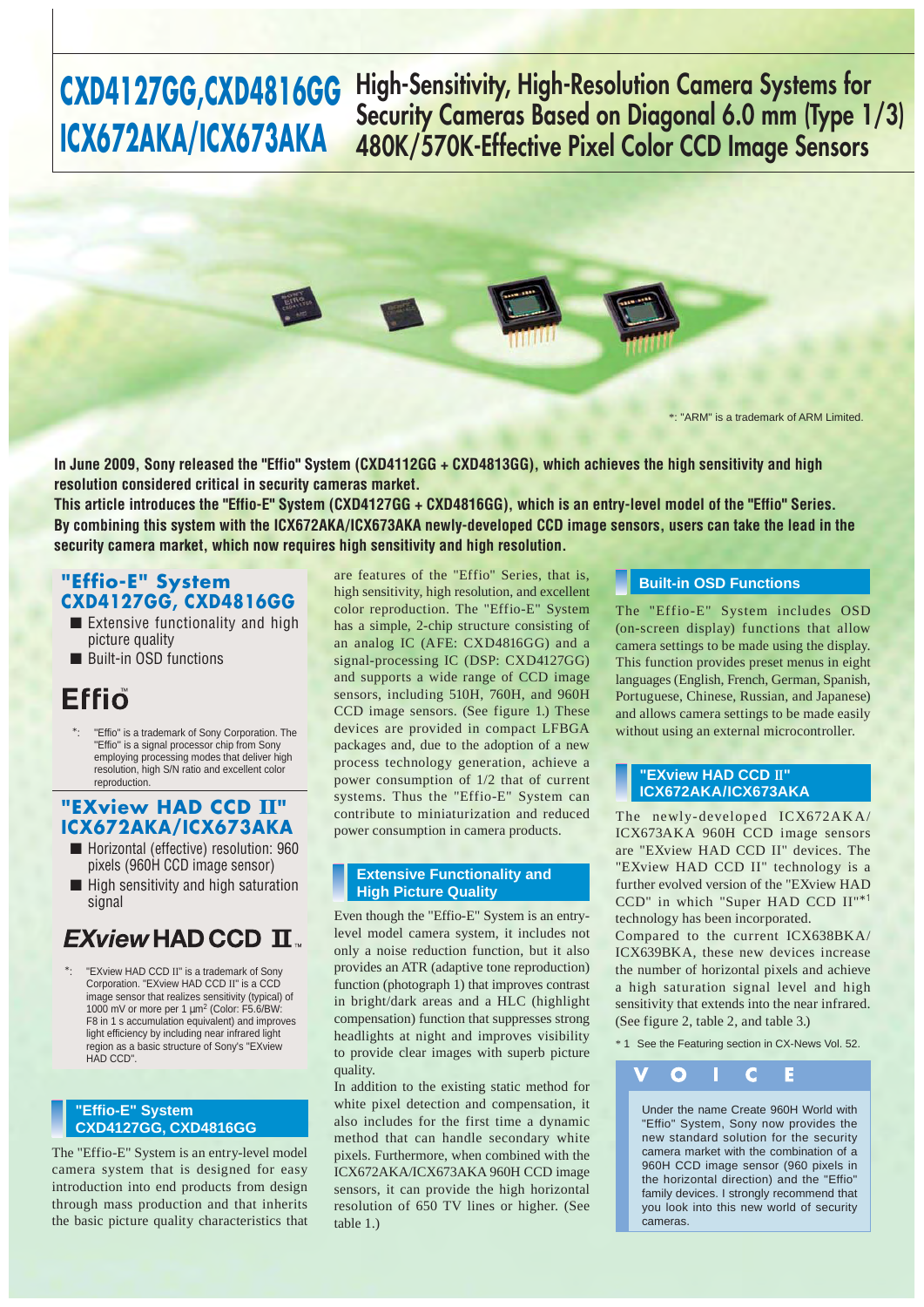# CXD4127GG,CXD4816GG ICX672AKA/ICX673AKA

## High-Sensitivity, High-Resolution Camera Systems for Security Cameras Based on Diagonal 6.0 mm (Type 1/3) 480K/570K-Effective Pixel Color CCD Image Sensors

*: "ARM" is a trademark of ARM Limited.

**In June 2009, Sony released the "Effio" System (CXD4112GG + CXD4813GG), which achieves the high sensitivity and high resolution considered critical in security cameras market.**
**This article introduces the "Effio-E" System (CXD4127GG + CXD4816GG), which is an entry-level model of the "Effio" Series.**
**By combining this system with the ICX672AKA/ICX673AKA newly-developed CCD image sensors, users can take the lead in the security camera market, which now requires high sensitivity and high resolution.**

### "Effio-E" System CXD4127GG, CXD4816GG

- Extensive functionality and high picture quality
- Built-in OSD functions

Effio™

*: "Effio" is a trademark of Sony Corporation. The "Effio" is a signal processor chip from Sony employing processing modes that deliver high resolution, high S/N ratio and excellent color reproduction.

### "EXview HAD CCD II" ICX672AKA/ICX673AKA

- Horizontal (effective) resolution: 960 pixels (960H CCD image sensor)
- High sensitivity and high saturation signal

EXview HAD CCD II™

*: "EXview HAD CCD II" is a trademark of Sony Corporation. "EXview HAD CCD II" is a CCD image sensor that realizes sensitivity (typical) of 1000 mV or more per 1 µm² (Color: F5.6/BW: F8 in 1 s accumulation equivalent) and improves light efficiency by including near infrared light region as a basic structure of Sony's "EXview HAD CCD".

### "Effio-E" System CXD4127GG, CXD4816GG

The "Effio-E" System is an entry-level model camera system that is designed for easy introduction into end products from design through mass production and that inherits the basic picture quality characteristics that are features of the "Effio" Series, that is, high sensitivity, high resolution, and excellent color reproduction. The "Effio-E" System has a simple, 2-chip structure consisting of an analog IC (AFE: CXD4816GG) and a signal-processing IC (DSP: CXD4127GG) and supports a wide range of CCD image sensors, including 510H, 760H, and 960H CCD image sensors. (See figure 1.) These devices are provided in compact LFBGA packages and, due to the adoption of a new process technology generation, achieve a power consumption of 1/2 that of current systems. Thus the "Effio-E" System can contribute to miniaturization and reduced power consumption in camera products.

### Extensive Functionality and High Picture Quality

Even though the "Effio-E" System is an entry-level model camera system, it includes not only a noise reduction function, but it also provides an ATR (adaptive tone reproduction) function (photograph 1) that improves contrast in bright/dark areas and a HLC (highlight compensation) function that suppresses strong headlights at night and improves visibility to provide clear images with superb picture quality.

In addition to the existing static method for white pixel detection and compensation, it also includes for the first time a dynamic method that can handle secondary white pixels. Furthermore, when combined with the ICX672AKA/ICX673AKA 960H CCD image sensors, it can provide the high horizontal resolution of 650 TV lines or higher. (See table 1.)

### Built-in OSD Functions

The "Effio-E" System includes OSD (on-screen display) functions that allow camera settings to be made using the display. This function provides preset menus in eight languages (English, French, German, Spanish, Portuguese, Chinese, Russian, and Japanese) and allows camera settings to be made easily without using an external microcontroller.

### "EXview HAD CCD II" ICX672AKA/ICX673AKA

The newly-developed ICX672AKA/ICX673AKA 960H CCD image sensors are "EXview HAD CCD II" devices. The "EXview HAD CCD II" technology is a further evolved version of the "EXview HAD CCD" in which "Super HAD CCD II"*1 technology has been incorporated.

Compared to the current ICX638BKA/ICX639BKA, these new devices increase the number of horizontal pixels and achieve a high saturation signal level and high sensitivity that extends into the near infrared. (See figure 2, table 2, and table 3.)

*1 See the Featuring section in CX-News Vol. 52.

### VOICE

Under the name Create 960H World with "Effio" System, Sony now provides the new standard solution for the security camera market with the combination of a 960H CCD image sensor (960 pixels in the horizontal direction) and the "Effio" family devices. I strongly recommend that you look into this new world of security cameras.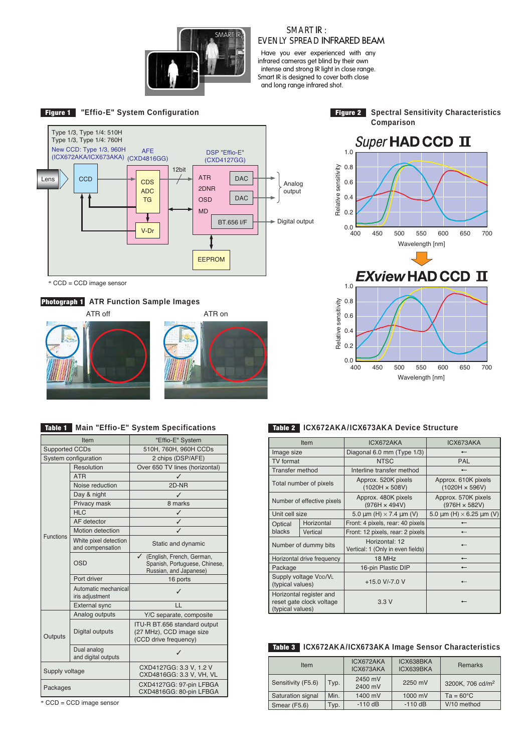## SMART IR : EVENLY SPREAD INFRARED BEAM

Have you ever experienced with any infrared cameras get blind by their own intense and strong IR light in close range. Smart IR is designed to cover both close and long range infrared shot.

SMART IR

**Figure 1** "Effio-E" System Configuration

Type 1/3, Type 1/4: 510H
Type 1/3, Type 1/4: 760H
New CCD: Type 1/3, 960H
(ICX672AKA/ICX673AKA)
AFE
(CXD4816GG)
DSP "Effio-E"
(CXD4127GG)
Lens
CCD
CDS
ADC
TG
V-Dr
12bit
ATR
2DNR
OSD
MD
DAC
DAC
BT.656 I/F
Analog output
Digital output
EEPROM

\* CCD = CCD image sensor

**Figure 2** Spectral Sensitivity Characteristics Comparison

Super HAD CCD II
Relative sensitivity
1.0
0.8
0.6
0.4
0.2
0.0
400 450 500 550 600 650 700
Wavelength [nm]

EXview HAD CCD II
Relative sensitivity
1.0
0.8
0.6
0.4
0.2
0.0
400 450 500 550 600 650 700
Wavelength [nm]

**Photograph 1** ATR Function Sample Images

ATR off
ATR on

**Table 1** Main "Effio-E" System Specifications

| Item | | "Effio-E" System |
|---|---|---|
| Supported CCDs | | 510H, 760H, 960H CCDs |
| System configuration | | 2 chips (DSP/AFE) |
| Functions | Resolution | Over 650 TV lines (horizontal) |
| | ATR | ✓ |
| | Noise reduction | 2D-NR |
| | Day & night | ✓ |
| | Privacy mask | 8 marks |
| | HLC | ✓ |
| | AF detector | ✓ |
| | Motion detection | ✓ |
| | White pixel detection and compensation | Static and dynamic |
| | OSD | ✓ (English, French, German, Spanish, Portuguese, Chinese, Russian, and Japanese) |
| | Port driver | 16 ports |
| | Automatic mechanical iris adjustment | ✓ |
| | External sync | LL |
| Outputs | Analog outputs | Y/C separate, composite |
| | Digital outputs | ITU-R BT.656 standard output (27 MHz), CCD image size (CCD drive frequency) |
| | Dual analog and digital outputs | ✓ |
| Supply voltage | | CXD4127GG: 3.3 V, 1.2 V<br>CXD4816GG: 3.3 V, VH, VL |
| Packages | | CXD4127GG: 97-pin LFBGA<br>CXD4816GG: 80-pin LFBGA |

\* CCD = CCD image sensor

**Table 2** ICX672AKA/ICX673AKA Device Structure

| Item | | ICX672AKA | ICX673AKA |
|---|---|---|---|
| Image size | | Diagonal 6.0 mm (Type 1/3) | ← |
| TV format | | NTSC | PAL |
| Transfer method | | Interline transfer method | ← |
| Total number of pixels | | Approx. 520K pixels (1020H × 508V) | Approx. 610K pixels (1020H × 596V) |
| Number of effective pixels | | Approx. 480K pixels (976H × 494V) | Approx. 570K pixels (976H × 582V) |
| Unit cell size | | 5.0 µm (H) × 7.4 µm (V) | 5.0 µm (H) × 6.25 µm (V) |
| Optical blacks | Horizontal | Front: 4 pixels, rear: 40 pixels | ← |
| | Vertical | Front: 12 pixels, rear: 2 pixels | ← |
| Number of dummy bits | | Horizontal: 12<br>Vertical: 1 (Only in even fields) | ← |
| Horizontal drive frequency | | 18 MHz | ← |
| Package | | 16-pin Plastic DIP | ← |
| Supply voltage VDD/VL (typical values) | | +15.0 V/-7.0 V | ← |
| Horizontal register and reset gate clock voltage (typical values) | | 3.3 V | ← |

**Table 3** ICX672AKA/ICX673AKA Image Sensor Characteristics

| Item | | ICX672AKA ICX673AKA | ICX638BKA ICX639BKA | Remarks |
|---|---|---|---|---|
| Sensitivity (F5.6) | Typ. | 2450 mV<br>2400 mV | 2250 mV | 3200K, 706 cd/m² |
| Saturation signal | Min. | 1400 mV | 1000 mV | Ta = 60°C |
| Smear (F5.6) | Typ. | -110 dB | -110 dB | V/10 method |